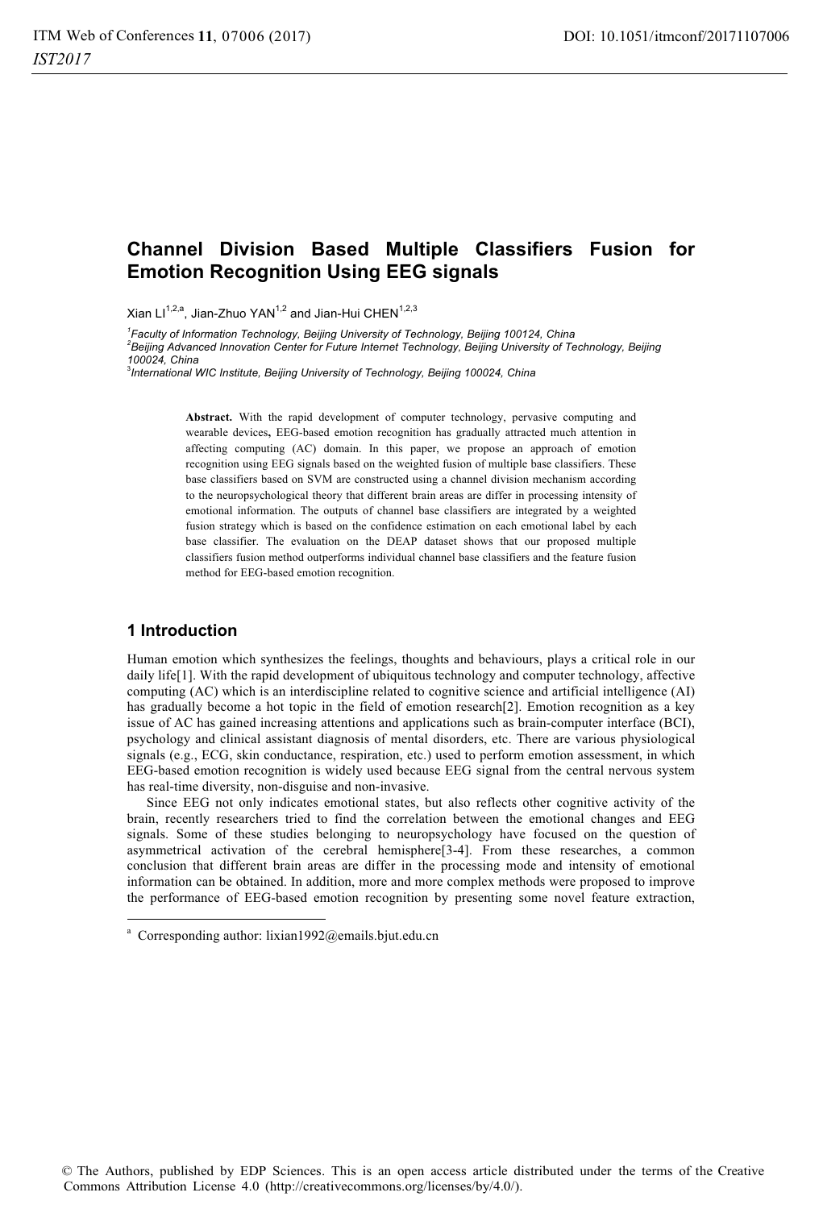# Channel Division Based Multiple Classifiers Fusion for Emotion Recognition Using EEG signals

Xian LI[1,2,a], Jian-Zhuo YAN[1,2] and Jian-Hui CHEN[1,2,3]

[1]*Faculty of Information Technology, Beijing University of Technology, Beijing 100124, China*
[2]*Beijing Advanced Innovation Center for Future Internet Technology, Beijing University of Technology, Beijing 100024, China*
[3]*International WIC Institute, Beijing University of Technology, Beijing 100024, China*

**Abstract.** With the rapid development of computer technology, pervasive computing and wearable devices**,** EEG-based emotion recognition has gradually attracted much attention in affecting computing (AC) domain. In this paper, we propose an approach of emotion recognition using EEG signals based on the weighted fusion of multiple base classifiers. These base classifiers based on SVM are constructed using a channel division mechanism according to the neuropsychological theory that different brain areas are differ in processing intensity of emotional information. The outputs of channel base classifiers are integrated by a weighted fusion strategy which is based on the confidence estimation on each emotional label by each base classifier. The evaluation on the DEAP dataset shows that our proposed multiple classifiers fusion method outperforms individual channel base classifiers and the feature fusion method for EEG-based emotion recognition.

## 1 Introduction

Human emotion which synthesizes the feelings, thoughts and behaviours, plays a critical role in our daily life[1]. With the rapid development of ubiquitous technology and computer technology, affective computing (AC) which is an interdiscipline related to cognitive science and artificial intelligence (AI) has gradually become a hot topic in the field of emotion research[2]. Emotion recognition as a key issue of AC has gained increasing attentions and applications such as brain-computer interface (BCI), psychology and clinical assistant diagnosis of mental disorders, etc. There are various physiological signals (e.g., ECG, skin conductance, respiration, etc.) used to perform emotion assessment, in which EEG-based emotion recognition is widely used because EEG signal from the central nervous system has real-time diversity, non-disguise and non-invasive.

Since EEG not only indicates emotional states, but also reflects other cognitive activity of the brain, recently researchers tried to find the correlation between the emotional changes and EEG signals. Some of these studies belonging to neuropsychology have focused on the question of asymmetrical activation of the cerebral hemisphere[3-4]. From these researches, a common conclusion that different brain areas are differ in the processing mode and intensity of emotional information can be obtained. In addition, more and more complex methods were proposed to improve the performance of EEG-based emotion recognition by presenting some novel feature extraction,

[a] Corresponding author: lixian1992@emails.bjut.edu.cn

© The Authors, published by EDP Sciences. This is an open access article distributed under the terms of the Creative Commons Attribution License 4.0 (http://creativecommons.org/licenses/by/4.0/).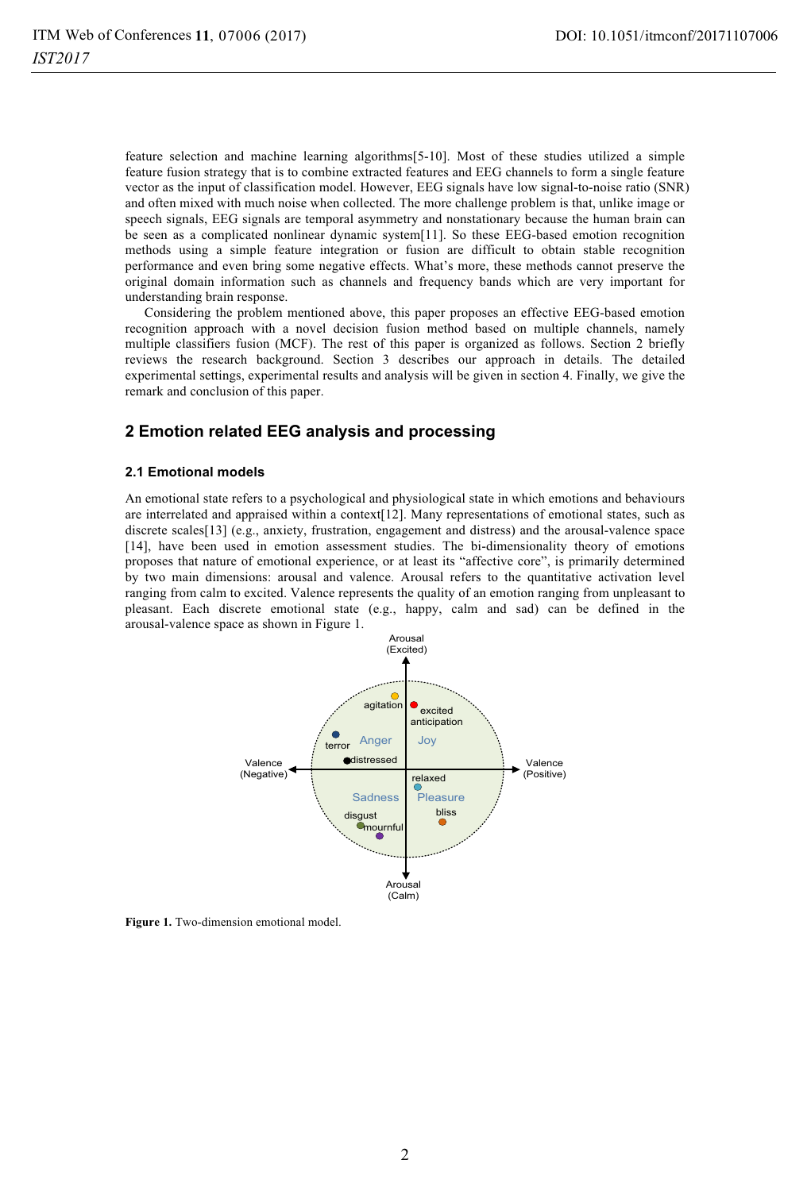feature selection and machine learning algorithms[5-10]. Most of these studies utilized a simple feature fusion strategy that is to combine extracted features and EEG channels to form a single feature vector as the input of classification model. However, EEG signals have low signal-to-noise ratio (SNR) and often mixed with much noise when collected. The more challenge problem is that, unlike image or speech signals, EEG signals are temporal asymmetry and nonstationary because the human brain can be seen as a complicated nonlinear dynamic system[11]. So these EEG-based emotion recognition methods using a simple feature integration or fusion are difficult to obtain stable recognition performance and even bring some negative effects. What's more, these methods cannot preserve the original domain information such as channels and frequency bands which are very important for understanding brain response.

Considering the problem mentioned above, this paper proposes an effective EEG-based emotion recognition approach with a novel decision fusion method based on multiple channels, namely multiple classifiers fusion (MCF). The rest of this paper is organized as follows. Section 2 briefly reviews the research background. Section 3 describes our approach in details. The detailed experimental settings, experimental results and analysis will be given in section 4. Finally, we give the remark and conclusion of this paper.

## 2 Emotion related EEG analysis and processing

### 2.1 Emotional models

An emotional state refers to a psychological and physiological state in which emotions and behaviours are interrelated and appraised within a context[12]. Many representations of emotional states, such as discrete scales[13] (e.g., anxiety, frustration, engagement and distress) and the arousal-valence space [14], have been used in emotion assessment studies. The bi-dimensionality theory of emotions proposes that nature of emotional experience, or at least its "affective core", is primarily determined by two main dimensions: arousal and valence. Arousal refers to the quantitative activation level ranging from calm to excited. Valence represents the quality of an emotion ranging from unpleasant to pleasant. Each discrete emotional state (e.g., happy, calm and sad) can be defined in the arousal-valence space as shown in Figure 1.

**Figure 1.** Two-dimension emotional model.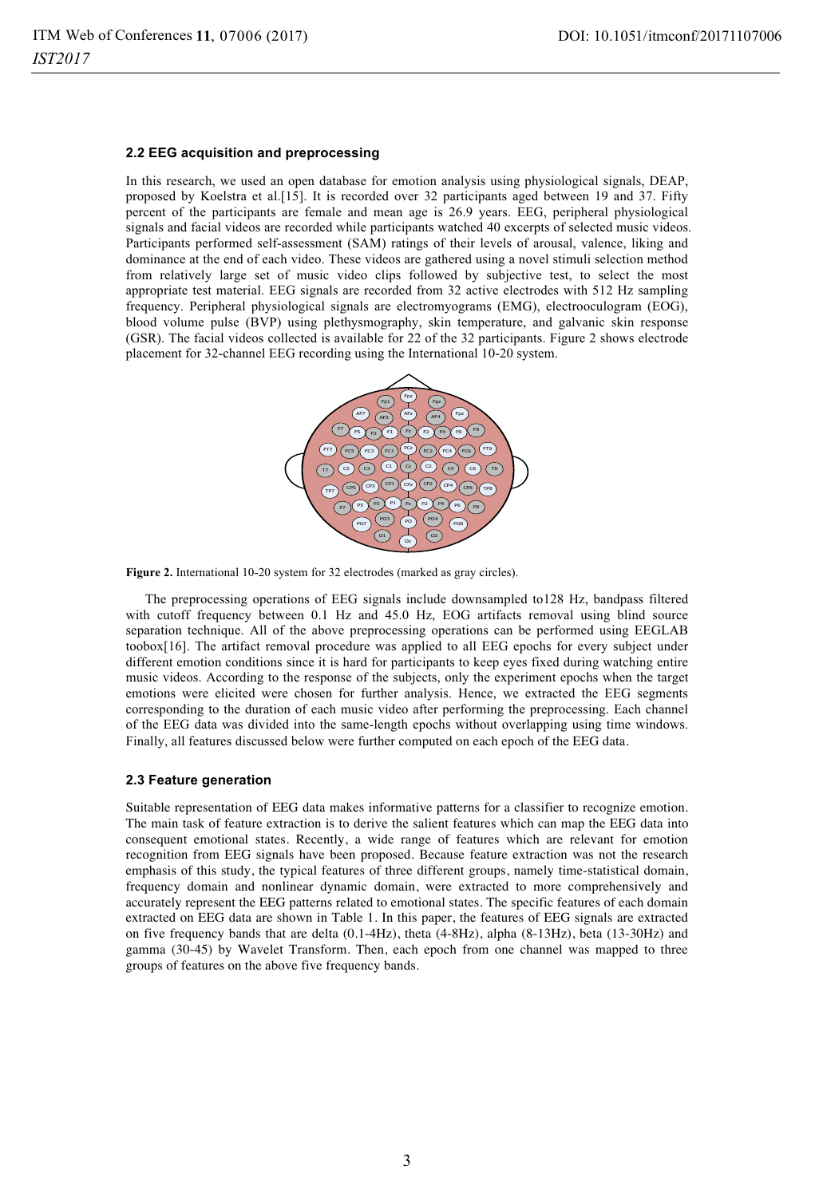### 2.2 EEG acquisition and preprocessing

In this research, we used an open database for emotion analysis using physiological signals, DEAP, proposed by Koelstra et al.[15]. It is recorded over 32 participants aged between 19 and 37. Fifty percent of the participants are female and mean age is 26.9 years. EEG, peripheral physiological signals and facial videos are recorded while participants watched 40 excerpts of selected music videos. Participants performed self-assessment (SAM) ratings of their levels of arousal, valence, liking and dominance at the end of each video. These videos are gathered using a novel stimuli selection method from relatively large set of music video clips followed by subjective test, to select the most appropriate test material. EEG signals are recorded from 32 active electrodes with 512 Hz sampling frequency. Peripheral physiological signals are electromyograms (EMG), electrooculogram (EOG), blood volume pulse (BVP) using plethysmography, skin temperature, and galvanic skin response (GSR). The facial videos collected is available for 22 of the 32 participants. Figure 2 shows electrode placement for 32-channel EEG recording using the International 10-20 system.

**Figure 2.** International 10-20 system for 32 electrodes (marked as gray circles).

The preprocessing operations of EEG signals include downsampled to128 Hz, bandpass filtered with cutoff frequency between 0.1 Hz and 45.0 Hz, EOG artifacts removal using blind source separation technique. All of the above preprocessing operations can be performed using EEGLAB toobox[16]. The artifact removal procedure was applied to all EEG epochs for every subject under different emotion conditions since it is hard for participants to keep eyes fixed during watching entire music videos. According to the response of the subjects, only the experiment epochs when the target emotions were elicited were chosen for further analysis. Hence, we extracted the EEG segments corresponding to the duration of each music video after performing the preprocessing. Each channel of the EEG data was divided into the same-length epochs without overlapping using time windows. Finally, all features discussed below were further computed on each epoch of the EEG data.

### 2.3 Feature generation

Suitable representation of EEG data makes informative patterns for a classifier to recognize emotion. The main task of feature extraction is to derive the salient features which can map the EEG data into consequent emotional states. Recently, a wide range of features which are relevant for emotion recognition from EEG signals have been proposed. Because feature extraction was not the research emphasis of this study, the typical features of three different groups, namely time-statistical domain, frequency domain and nonlinear dynamic domain, were extracted to more comprehensively and accurately represent the EEG patterns related to emotional states. The specific features of each domain extracted on EEG data are shown in Table 1. In this paper, the features of EEG signals are extracted on five frequency bands that are delta (0.1-4Hz), theta (4-8Hz), alpha (8-13Hz), beta (13-30Hz) and gamma (30-45) by Wavelet Transform. Then, each epoch from one channel was mapped to three groups of features on the above five frequency bands.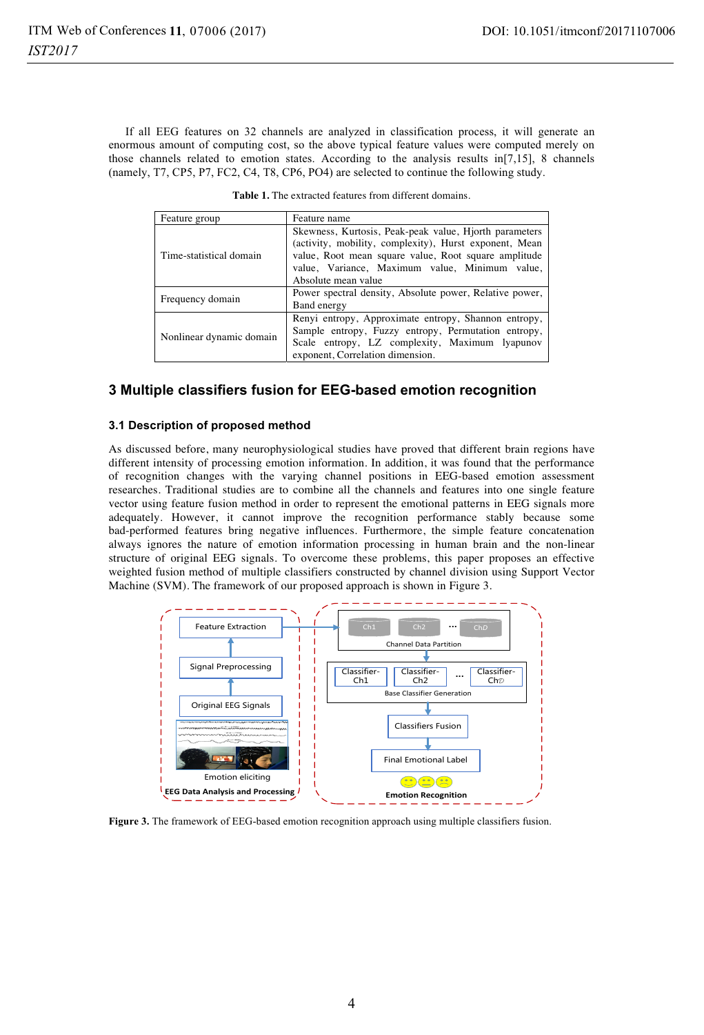If all EEG features on 32 channels are analyzed in classification process, it will generate an enormous amount of computing cost, so the above typical feature values were computed merely on those channels related to emotion states. According to the analysis results in[7,15], 8 channels (namely, T7, CP5, P7, FC2, C4, T8, CP6, PO4) are selected to continue the following study.

**Table 1.** The extracted features from different domains.

| Feature group | Feature name |
| --- | --- |
| Time-statistical domain | Skewness, Kurtosis, Peak-peak value, Hjorth parameters (activity, mobility, complexity), Hurst exponent, Mean value, Root mean square value, Root square amplitude value, Variance, Maximum value, Minimum value, Absolute mean value |
| Frequency domain | Power spectral density, Absolute power, Relative power, Band energy |
| Nonlinear dynamic domain | Renyi entropy, Approximate entropy, Shannon entropy, Sample entropy, Fuzzy entropy, Permutation entropy, Scale entropy, LZ complexity, Maximum lyapunov exponent, Correlation dimension. |

## 3 Multiple classifiers fusion for EEG-based emotion recognition

### 3.1 Description of proposed method

As discussed before, many neurophysiological studies have proved that different brain regions have different intensity of processing emotion information. In addition, it was found that the performance of recognition changes with the varying channel positions in EEG-based emotion assessment researches. Traditional studies are to combine all the channels and features into one single feature vector using feature fusion method in order to represent the emotional patterns in EEG signals more adequately. However, it cannot improve the recognition performance stably because some bad-performed features bring negative influences. Furthermore, the simple feature concatenation always ignores the nature of emotion information processing in human brain and the non-linear structure of original EEG signals. To overcome these problems, this paper proposes an effective weighted fusion method of multiple classifiers constructed by channel division using Support Vector Machine (SVM). The framework of our proposed approach is shown in Figure 3.

**Figure 3.** The framework of EEG-based emotion recognition approach using multiple classifiers fusion.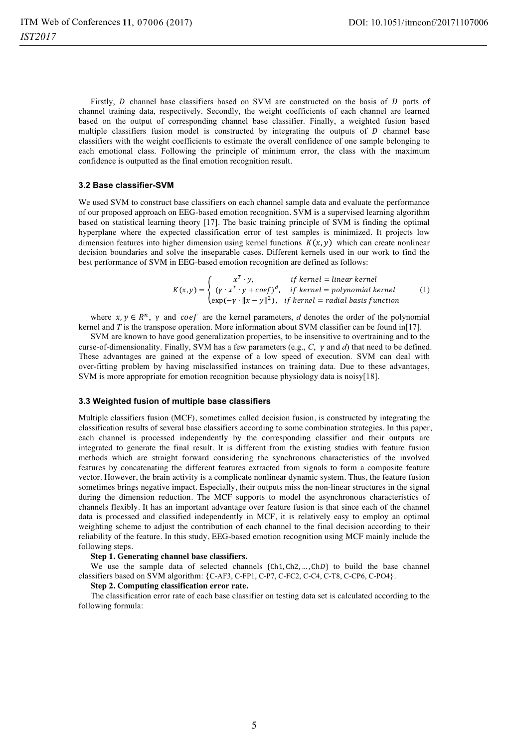Firstly, $D$ channel base classifiers based on SVM are constructed on the basis of $D$ parts of channel training data, respectively. Secondly, the weight coefficients of each channel are learned based on the output of corresponding channel base classifier. Finally, a weighted fusion based multiple classifiers fusion model is constructed by integrating the outputs of $D$ channel base classifiers with the weight coefficients to estimate the overall confidence of one sample belonging to each emotional class. Following the principle of minimum error, the class with the maximum confidence is outputted as the final emotion recognition result.

### 3.2 Base classifier-SVM

We used SVM to construct base classifiers on each channel sample data and evaluate the performance of our proposed approach on EEG-based emotion recognition. SVM is a supervised learning algorithm based on statistical learning theory [17]. The basic training principle of SVM is finding the optimal hyperplane where the expected classification error of test samples is minimized. It projects low dimension features into higher dimension using kernel functions $K(x, y)$ which can create nonlinear decision boundaries and solve the inseparable cases. Different kernels used in our work to find the best performance of SVM in EEG-based emotion recognition are defined as follows:

$$K(x, y) = \begin{cases} x^T \cdot y, & if\ kernel = linear\ kernel \\ (\gamma \cdot x^T \cdot y + coef)^d, & if\ kernel = polynomial\ kernel \\ \exp(-\gamma \cdot \|x - y\|^2), & if\ kernel = radial\ basis\ function \end{cases} \quad (1)$$

where $x, y \in R^n$, $\gamma$ and $coef$ are the kernel parameters, $d$ denotes the order of the polynomial kernel and $T$ is the transpose operation. More information about SVM classifier can be found in[17].

SVM are known to have good generalization properties, to be insensitive to overtraining and to the curse-of-dimensionality. Finally, SVM has a few parameters (e.g., $C$, $\gamma$ and $d$) that need to be defined. These advantages are gained at the expense of a low speed of execution. SVM can deal with over-fitting problem by having misclassified instances on training data. Due to these advantages, SVM is more appropriate for emotion recognition because physiology data is noisy[18].

### 3.3 Weighted fusion of multiple base classifiers

Multiple classifiers fusion (MCF), sometimes called decision fusion, is constructed by integrating the classification results of several base classifiers according to some combination strategies. In this paper, each channel is processed independently by the corresponding classifier and their outputs are integrated to generate the final result. It is different from the existing studies with feature fusion methods which are straight forward considering the synchronous characteristics of the involved features by concatenating the different features extracted from signals to form a composite feature vector. However, the brain activity is a complicate nonlinear dynamic system. Thus, the feature fusion sometimes brings negative impact. Especially, their outputs miss the non-linear structures in the signal during the dimension reduction. The MCF supports to model the asynchronous characteristics of channels flexibly. It has an important advantage over feature fusion is that since each of the channel data is processed and classified independently in MCF, it is relatively easy to employ an optimal weighting scheme to adjust the contribution of each channel to the final decision according to their reliability of the feature. In this study, EEG-based emotion recognition using MCF mainly include the following steps.

**Step 1. Generating channel base classifiers.**

We use the sample data of selected channels $\{\mathrm{Ch1}, \mathrm{Ch2}, \ldots, \mathrm{Ch}D\}$ to build the base channel classifiers based on SVM algorithm: {C-AF3, C-FP1, C-P7, C-FC2, C-C4, C-T8, C-CP6, C-PO4}.

**Step 2. Computing classification error rate.**

The classification error rate of each base classifier on testing data set is calculated according to the following formula: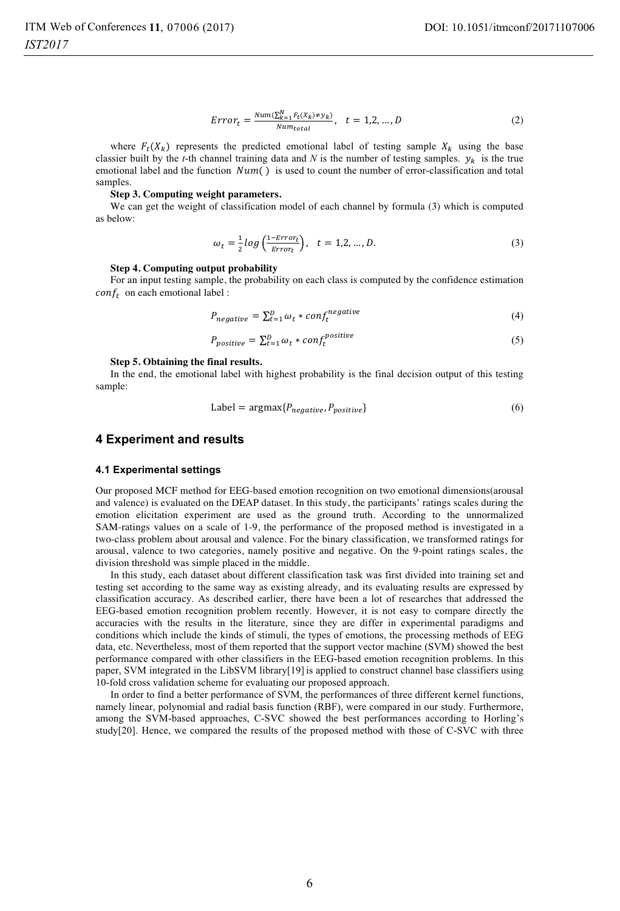$$Error_t = \frac{Num(\sum_{k=1}^{N} F_t(X_k) \neq y_k)}{Num_{total}}, \quad t = 1,2,\ldots,D \tag{2}$$

where $F_t(X_k)$ represents the predicted emotional label of testing sample $X_k$ using the base classier built by the *t*-th channel training data and *N* is the number of testing samples. $y_k$ is the true emotional label and the function $Num(\,)$ is used to count the number of error-classification and total samples.

**Step 3. Computing weight parameters.**

We can get the weight of classification model of each channel by formula (3) which is computed as below:

$$\omega_t = \frac{1}{2} log\left(\frac{1-Error_t}{Error_t}\right), \quad t = 1,2,\ldots,D. \tag{3}$$

**Step 4. Computing output probability**

For an input testing sample, the probability on each class is computed by the confidence estimation $conf_t$ on each emotional label :

$$P_{negative} = \sum_{t=1}^{D} \omega_t * conf_t^{negative} \tag{4}$$

$$P_{positive} = \sum_{t=1}^{D} \omega_t * conf_t^{positive} \tag{5}$$

**Step 5. Obtaining the final results.**

In the end, the emotional label with highest probability is the final decision output of this testing sample:

$$\text{Label} = \text{argmax}\{P_{negative}, P_{positive}\} \tag{6}$$

## 4 Experiment and results

### 4.1 Experimental settings

Our proposed MCF method for EEG-based emotion recognition on two emotional dimensions(arousal and valence) is evaluated on the DEAP dataset. In this study, the participants' ratings scales during the emotion elicitation experiment are used as the ground truth. According to the unnormalized SAM-ratings values on a scale of 1-9, the performance of the proposed method is investigated in a two-class problem about arousal and valence. For the binary classification, we transformed ratings for arousal, valence to two categories, namely positive and negative. On the 9-point ratings scales, the division threshold was simple placed in the middle.

In this study, each dataset about different classification task was first divided into training set and testing set according to the same way as existing already, and its evaluating results are expressed by classification accuracy. As described earlier, there have been a lot of researches that addressed the EEG-based emotion recognition problem recently. However, it is not easy to compare directly the accuracies with the results in the literature, since they are differ in experimental paradigms and conditions which include the kinds of stimuli, the types of emotions, the processing methods of EEG data, etc. Nevertheless, most of them reported that the support vector machine (SVM) showed the best performance compared with other classifiers in the EEG-based emotion recognition problems. In this paper, SVM integrated in the LibSVM library[19] is applied to construct channel base classifiers using 10-fold cross validation scheme for evaluating our proposed approach.

In order to find a better performance of SVM, the performances of three different kernel functions, namely linear, polynomial and radial basis function (RBF), were compared in our study. Furthermore, among the SVM-based approaches, C-SVC showed the best performances according to Horling's study[20]. Hence, we compared the results of the proposed method with those of C-SVC with three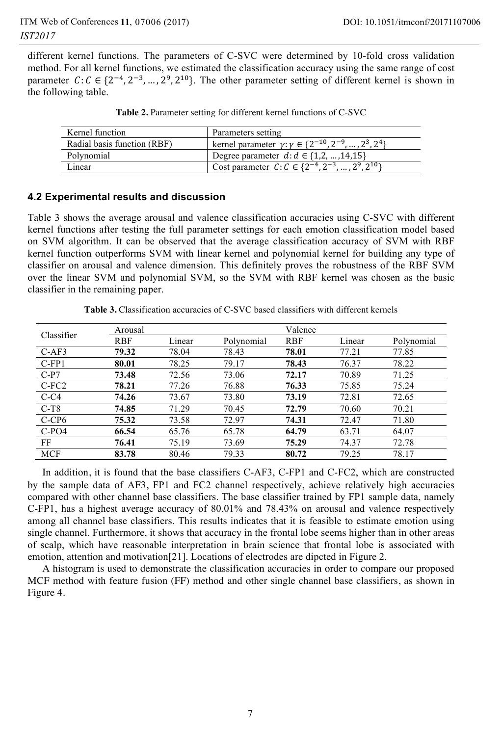different kernel functions. The parameters of C-SVC were determined by 10-fold cross validation method. For all kernel functions, we estimated the classification accuracy using the same range of cost parameter $C: C \in \{2^{-4}, 2^{-3}, \ldots, 2^{9}, 2^{10}\}$. The other parameter setting of different kernel is shown in the following table.

**Table 2.** Parameter setting for different kernel functions of C-SVC

| Kernel function | Parameters setting |
| --- | --- |
| Radial basis function (RBF) | kernel parameter $\gamma: \gamma \in \{2^{-10}, 2^{-9}, \ldots, 2^{3}, 2^{4}\}$ |
| Polynomial | Degree parameter $d: d \in \{1, 2, \ldots, 14, 15\}$ |
| Linear | Cost parameter $C: C \in \{2^{-4}, 2^{-3}, \ldots, 2^{9}, 2^{10}\}$ |

### 4.2 Experimental results and discussion

Table 3 shows the average arousal and valence classification accuracies using C-SVC with different kernel functions after testing the full parameter settings for each emotion classification model based on SVM algorithm. It can be observed that the average classification accuracy of SVM with RBF kernel function outperforms SVM with linear kernel and polynomial kernel for building any type of classifier on arousal and valence dimension. This definitely proves the robustness of the RBF SVM over the linear SVM and polynomial SVM, so the SVM with RBF kernel was chosen as the basic classifier in the remaining paper.

**Table 3.** Classification accuracies of C-SVC based classifiers with different kernels

| Classifier | Arousal | | | Valence | | |
| --- | --- | --- | --- | --- | --- | --- |
| | RBF | Linear | Polynomial | RBF | Linear | Polynomial |
| C-AF3 | **79.32** | 78.04 | 78.43 | **78.01** | 77.21 | 77.85 |
| C-FP1 | **80.01** | 78.25 | 79.17 | **78.43** | 76.37 | 78.22 |
| C-P7 | **73.48** | 72.56 | 73.06 | **72.17** | 70.89 | 71.25 |
| C-FC2 | **78.21** | 77.26 | 76.88 | **76.33** | 75.85 | 75.24 |
| C-C4 | **74.26** | 73.67 | 73.80 | **73.19** | 72.81 | 72.65 |
| C-T8 | **74.85** | 71.29 | 70.45 | **72.79** | 70.60 | 70.21 |
| C-CP6 | **75.32** | 73.58 | 72.97 | **74.31** | 72.47 | 71.80 |
| C-PO4 | **66.54** | 65.76 | 65.78 | **64.79** | 63.71 | 64.07 |
| FF | **76.41** | 75.19 | 73.69 | **75.29** | 74.37 | 72.78 |
| MCF | **83.78** | 80.46 | 79.33 | **80.72** | 79.25 | 78.17 |

In addition, it is found that the base classifiers C-AF3, C-FP1 and C-FC2, which are constructed by the sample data of AF3, FP1 and FC2 channel respectively, achieve relatively high accuracies compared with other channel base classifiers. The base classifier trained by FP1 sample data, namely C-FP1, has a highest average accuracy of 80.01% and 78.43% on arousal and valence respectively among all channel base classifiers. This results indicates that it is feasible to estimate emotion using single channel. Furthermore, it shows that accuracy in the frontal lobe seems higher than in other areas of scalp, which have reasonable interpretation in brain science that frontal lobe is associated with emotion, attention and motivation[21]. Locations of electrodes are dipcted in Figure 2.

A histogram is used to demonstrate the classification accuracies in order to compare our proposed MCF method with feature fusion (FF) method and other single channel base classifiers, as shown in Figure 4.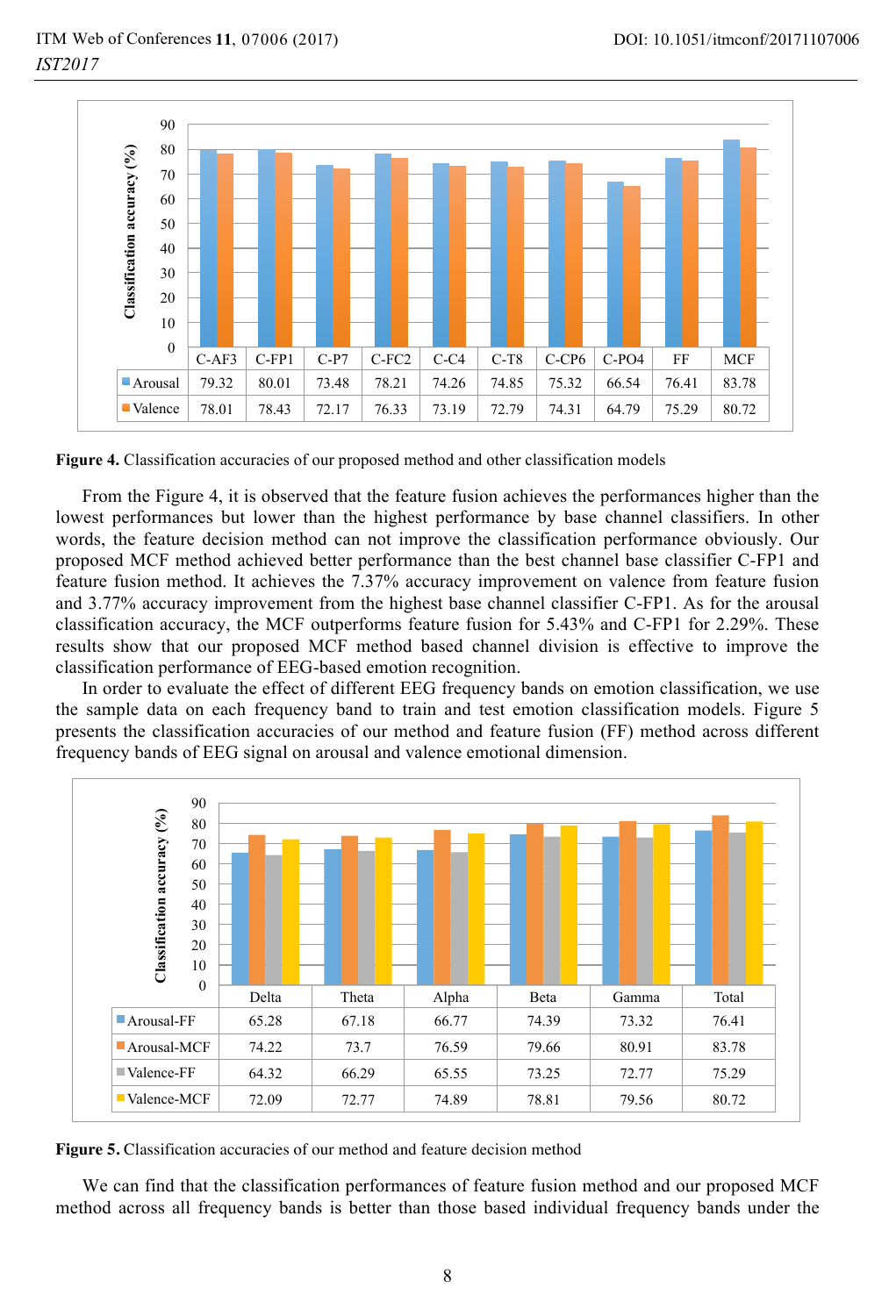| | C-AF3 | C-FP1 | C-P7 | C-FC2 | C-C4 | C-T8 | C-CP6 | C-PO4 | FF | MCF |
|---|---|---|---|---|---|---|---|---|---|---|
| Arousal | 79.32 | 80.01 | 73.48 | 78.21 | 74.26 | 74.85 | 75.32 | 66.54 | 76.41 | 83.78 |
| Valence | 78.01 | 78.43 | 72.17 | 76.33 | 73.19 | 72.79 | 74.31 | 64.79 | 75.29 | 80.72 |

**Figure 4.** Classification accuracies of our proposed method and other classification models

From the Figure 4, it is observed that the feature fusion achieves the performances higher than the lowest performances but lower than the highest performance by base channel classifiers. In other words, the feature decision method can not improve the classification performance obviously. Our proposed MCF method achieved better performance than the best channel base classifier C-FP1 and feature fusion method. It achieves the 7.37% accuracy improvement on valence from feature fusion and 3.77% accuracy improvement from the highest base channel classifier C-FP1. As for the arousal classification accuracy, the MCF outperforms feature fusion for 5.43% and C-FP1 for 2.29%. These results show that our proposed MCF method based channel division is effective to improve the classification performance of EEG-based emotion recognition.

In order to evaluate the effect of different EEG frequency bands on emotion classification, we use the sample data on each frequency band to train and test emotion classification models. Figure 5 presents the classification accuracies of our method and feature fusion (FF) method across different frequency bands of EEG signal on arousal and valence emotional dimension.

| | Delta | Theta | Alpha | Beta | Gamma | Total |
|---|---|---|---|---|---|---|
| Arousal-FF | 65.28 | 67.18 | 66.77 | 74.39 | 73.32 | 76.41 |
| Arousal-MCF | 74.22 | 73.7 | 76.59 | 79.66 | 80.91 | 83.78 |
| Valence-FF | 64.32 | 66.29 | 65.55 | 73.25 | 72.77 | 75.29 |
| Valence-MCF | 72.09 | 72.77 | 74.89 | 78.81 | 79.56 | 80.72 |

**Figure 5.** Classification accuracies of our method and feature decision method

We can find that the classification performances of feature fusion method and our proposed MCF method across all frequency bands is better than those based individual frequency bands under the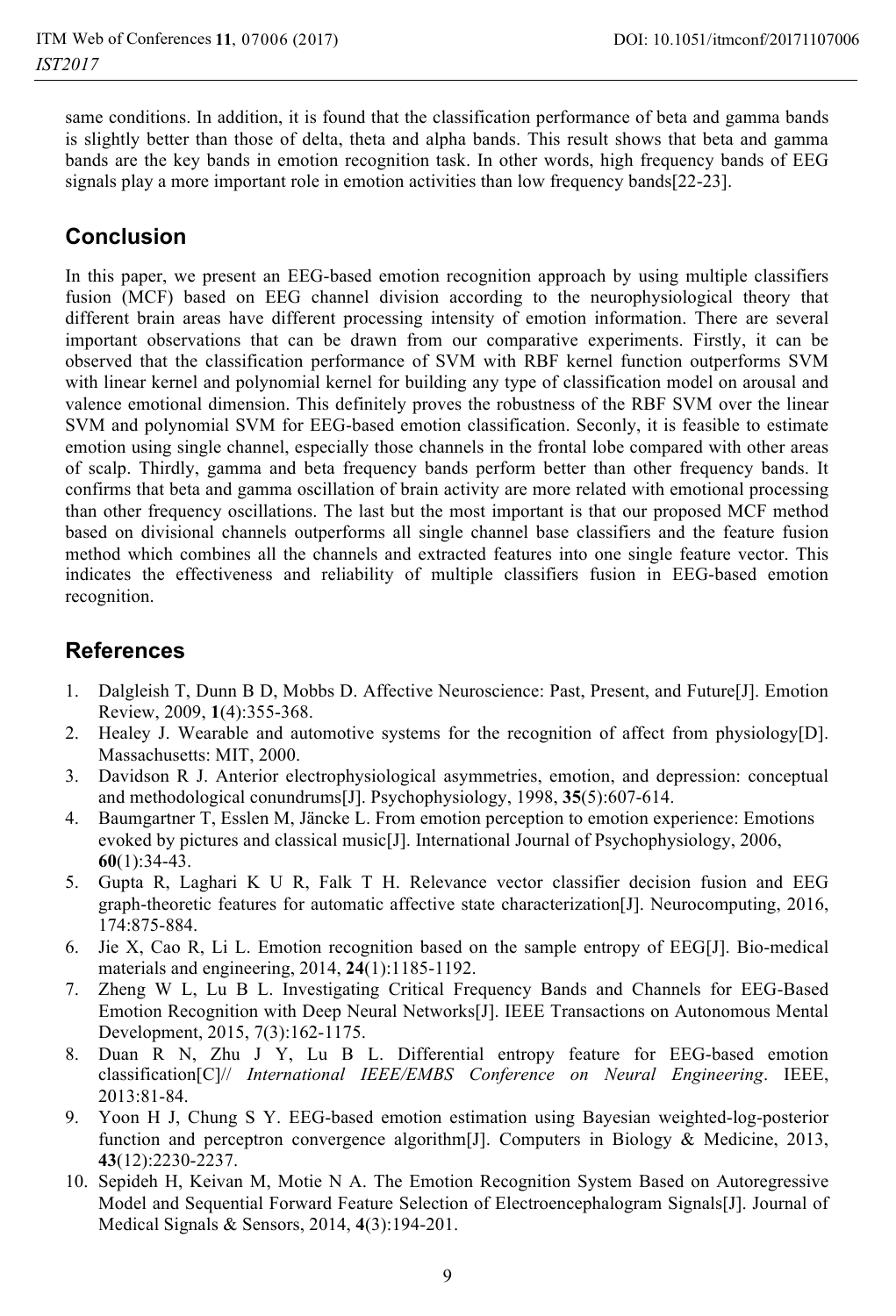same conditions. In addition, it is found that the classification performance of beta and gamma bands is slightly better than those of delta, theta and alpha bands. This result shows that beta and gamma bands are the key bands in emotion recognition task. In other words, high frequency bands of EEG signals play a more important role in emotion activities than low frequency bands[22-23].

## Conclusion

In this paper, we present an EEG-based emotion recognition approach by using multiple classifiers fusion (MCF) based on EEG channel division according to the neurophysiological theory that different brain areas have different processing intensity of emotion information. There are several important observations that can be drawn from our comparative experiments. Firstly, it can be observed that the classification performance of SVM with RBF kernel function outperforms SVM with linear kernel and polynomial kernel for building any type of classification model on arousal and valence emotional dimension. This definitely proves the robustness of the RBF SVM over the linear SVM and polynomial SVM for EEG-based emotion classification. Seconly, it is feasible to estimate emotion using single channel, especially those channels in the frontal lobe compared with other areas of scalp. Thirdly, gamma and beta frequency bands perform better than other frequency bands. It confirms that beta and gamma oscillation of brain activity are more related with emotional processing than other frequency oscillations. The last but the most important is that our proposed MCF method based on divisional channels outperforms all single channel base classifiers and the feature fusion method which combines all the channels and extracted features into one single feature vector. This indicates the effectiveness and reliability of multiple classifiers fusion in EEG-based emotion recognition.

## References

1. Dalgleish T, Dunn B D, Mobbs D. Affective Neuroscience: Past, Present, and Future[J]. Emotion Review, 2009, **1**(4):355-368.
2. Healey J. Wearable and automotive systems for the recognition of affect from physiology[D]. Massachusetts: MIT, 2000.
3. Davidson R J. Anterior electrophysiological asymmetries, emotion, and depression: conceptual and methodological conundrums[J]. Psychophysiology, 1998, **35**(5):607-614.
4. Baumgartner T, Esslen M, Jäncke L. From emotion perception to emotion experience: Emotions evoked by pictures and classical music[J]. International Journal of Psychophysiology, 2006, **60**(1):34-43.
5. Gupta R, Laghari K U R, Falk T H. Relevance vector classifier decision fusion and EEG graph-theoretic features for automatic affective state characterization[J]. Neurocomputing, 2016, 174:875-884.
6. Jie X, Cao R, Li L. Emotion recognition based on the sample entropy of EEG[J]. Bio-medical materials and engineering, 2014, **24**(1):1185-1192.
7. Zheng W L, Lu B L. Investigating Critical Frequency Bands and Channels for EEG-Based Emotion Recognition with Deep Neural Networks[J]. IEEE Transactions on Autonomous Mental Development, 2015, 7(3):162-1175.
8. Duan R N, Zhu J Y, Lu B L. Differential entropy feature for EEG-based emotion classification[C]// *International IEEE/EMBS Conference on Neural Engineering*. IEEE, 2013:81-84.
9. Yoon H J, Chung S Y. EEG-based emotion estimation using Bayesian weighted-log-posterior function and perceptron convergence algorithm[J]. Computers in Biology & Medicine, 2013, **43**(12):2230-2237.
10. Sepideh H, Keivan M, Motie N A. The Emotion Recognition System Based on Autoregressive Model and Sequential Forward Feature Selection of Electroencephalogram Signals[J]. Journal of Medical Signals & Sensors, 2014, **4**(3):194-201.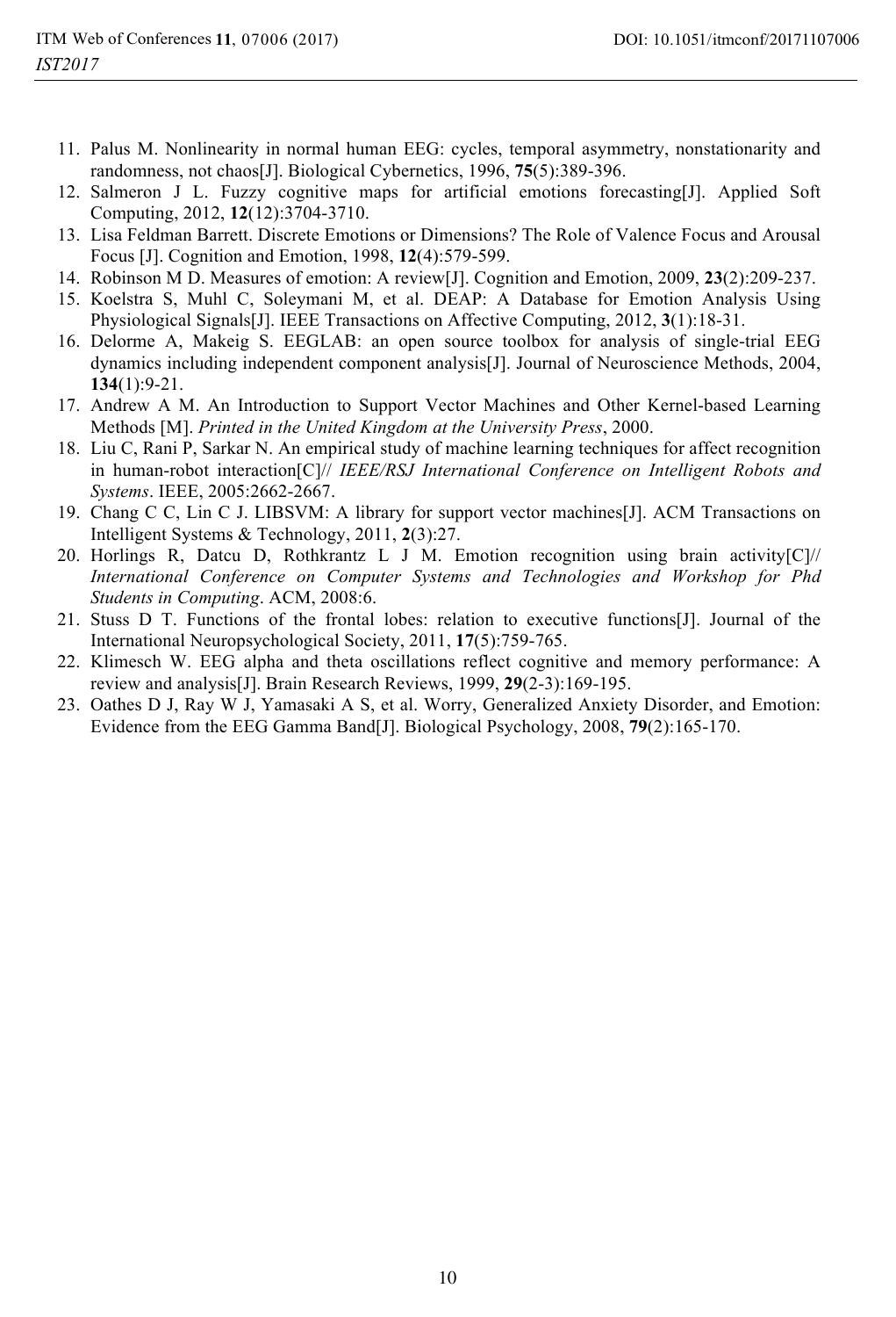11. Palus M. Nonlinearity in normal human EEG: cycles, temporal asymmetry, nonstationarity and randomness, not chaos[J]. Biological Cybernetics, 1996, **75**(5):389-396.
12. Salmeron J L. Fuzzy cognitive maps for artificial emotions forecasting[J]. Applied Soft Computing, 2012, **12**(12):3704-3710.
13. Lisa Feldman Barrett. Discrete Emotions or Dimensions? The Role of Valence Focus and Arousal Focus [J]. Cognition and Emotion, 1998, **12**(4):579-599.
14. Robinson M D. Measures of emotion: A review[J]. Cognition and Emotion, 2009, **23**(2):209-237.
15. Koelstra S, Muhl C, Soleymani M, et al. DEAP: A Database for Emotion Analysis Using Physiological Signals[J]. IEEE Transactions on Affective Computing, 2012, **3**(1):18-31.
16. Delorme A, Makeig S. EEGLAB: an open source toolbox for analysis of single-trial EEG dynamics including independent component analysis[J]. Journal of Neuroscience Methods, 2004, **134**(1):9-21.
17. Andrew A M. An Introduction to Support Vector Machines and Other Kernel-based Learning Methods [M]. *Printed in the United Kingdom at the University Press*, 2000.
18. Liu C, Rani P, Sarkar N. An empirical study of machine learning techniques for affect recognition in human-robot interaction[C]// *IEEE/RSJ International Conference on Intelligent Robots and Systems*. IEEE, 2005:2662-2667.
19. Chang C C, Lin C J. LIBSVM: A library for support vector machines[J]. ACM Transactions on Intelligent Systems & Technology, 2011, **2**(3):27.
20. Horlings R, Datcu D, Rothkrantz L J M. Emotion recognition using brain activity[C]// *International Conference on Computer Systems and Technologies and Workshop for Phd Students in Computing*. ACM, 2008:6.
21. Stuss D T. Functions of the frontal lobes: relation to executive functions[J]. Journal of the International Neuropsychological Society, 2011, **17**(5):759-765.
22. Klimesch W. EEG alpha and theta oscillations reflect cognitive and memory performance: A review and analysis[J]. Brain Research Reviews, 1999, **29**(2-3):169-195.
23. Oathes D J, Ray W J, Yamasaki A S, et al. Worry, Generalized Anxiety Disorder, and Emotion: Evidence from the EEG Gamma Band[J]. Biological Psychology, 2008, **79**(2):165-170.